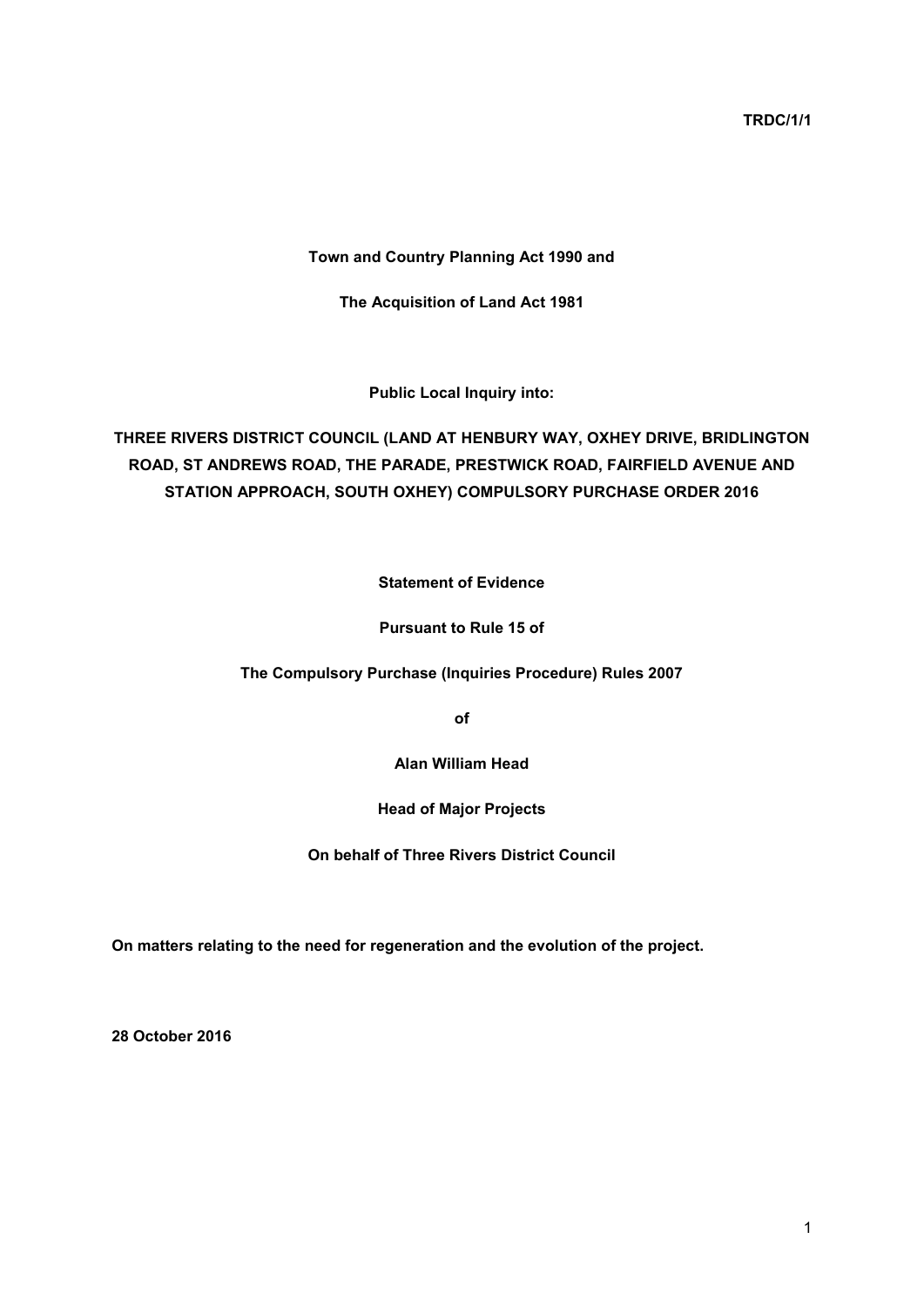**TRDC/1/1**

**Town and Country Planning Act 1990 and**

**The Acquisition of Land Act 1981**

**Public Local Inquiry into:**

**THREE RIVERS DISTRICT COUNCIL (LAND AT HENBURY WAY, OXHEY DRIVE, BRIDLINGTON ROAD, ST ANDREWS ROAD, THE PARADE, PRESTWICK ROAD, FAIRFIELD AVENUE AND STATION APPROACH, SOUTH OXHEY) COMPULSORY PURCHASE ORDER 2016**

**Statement of Evidence**

**Pursuant to Rule 15 of**

**The Compulsory Purchase (Inquiries Procedure) Rules 2007**

**of**

**Alan William Head**

**Head of Major Projects**

**On behalf of Three Rivers District Council**

**On matters relating to the need for regeneration and the evolution of the project.**

**28 October 2016**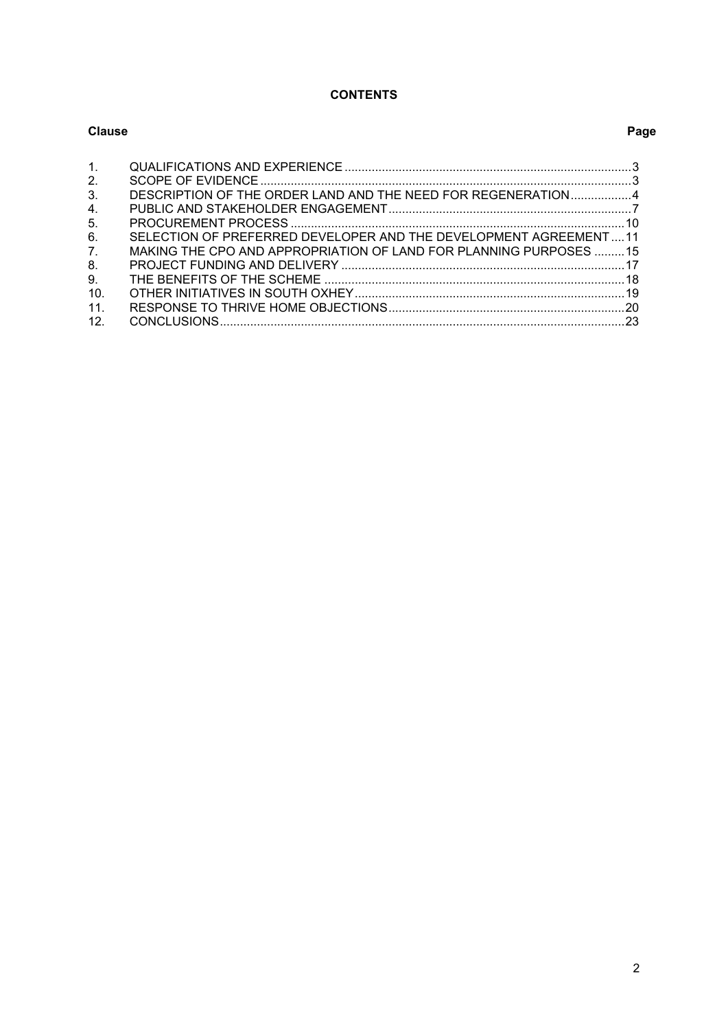**CONTENTS**

| Clause | | Page |
|---|---|---|
| 1. | QUALIFICATIONS AND EXPERIENCE | 3 |
| 2. | SCOPE OF EVIDENCE | 3 |
| 3. | DESCRIPTION OF THE ORDER LAND AND THE NEED FOR REGENERATION | 4 |
| 4. | PUBLIC AND STAKEHOLDER ENGAGEMENT | 7 |
| 5. | PROCUREMENT PROCESS | 10 |
| 6. | SELECTION OF PREFERRED DEVELOPER AND THE DEVELOPMENT AGREEMENT | 11 |
| 7. | MAKING THE CPO AND APPROPRIATION OF LAND FOR PLANNING PURPOSES | 15 |
| 8. | PROJECT FUNDING AND DELIVERY | 17 |
| 9. | THE BENEFITS OF THE SCHEME | 18 |
| 10. | OTHER INITIATIVES IN SOUTH OXHEY | 19 |
| 11. | RESPONSE TO THRIVE HOME OBJECTIONS | 20 |
| 12. | CONCLUSIONS | 23 |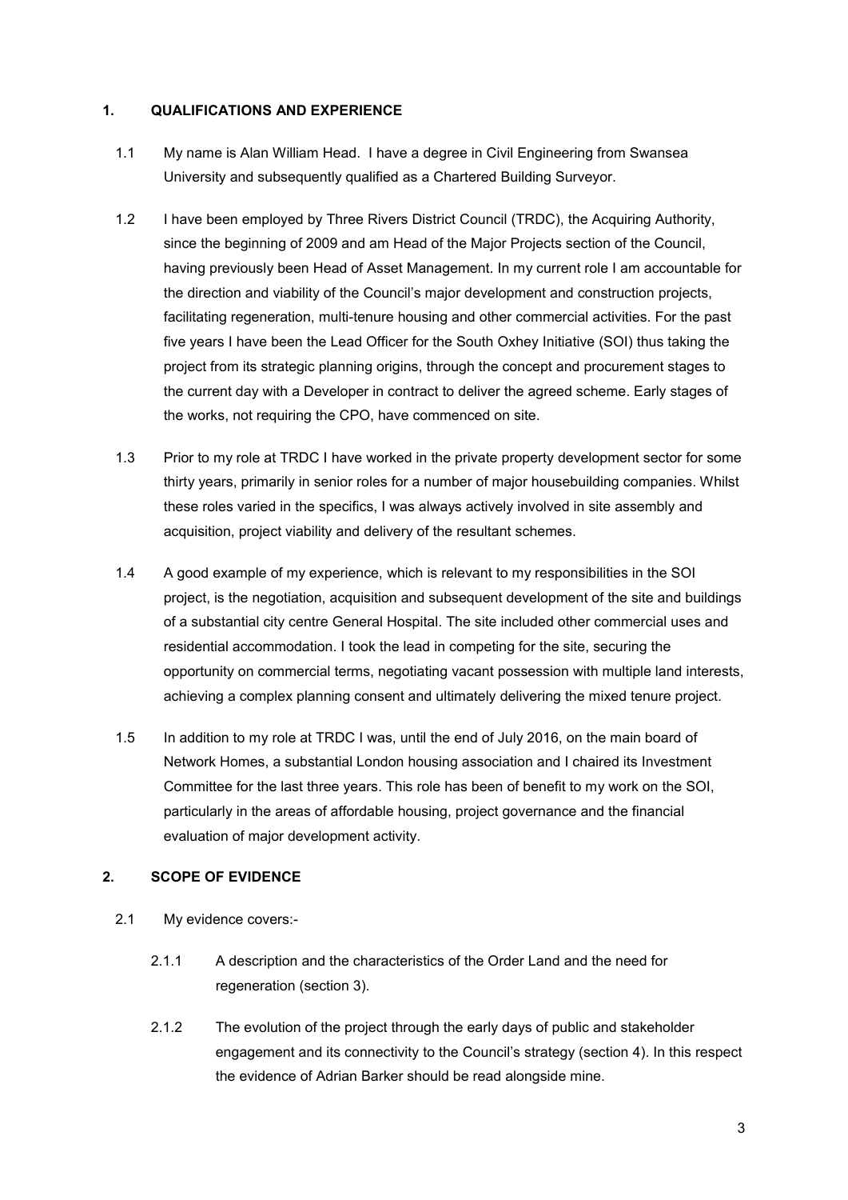## 1. QUALIFICATIONS AND EXPERIENCE

1.1 My name is Alan William Head. I have a degree in Civil Engineering from Swansea University and subsequently qualified as a Chartered Building Surveyor.

1.2 I have been employed by Three Rivers District Council (TRDC), the Acquiring Authority, since the beginning of 2009 and am Head of the Major Projects section of the Council, having previously been Head of Asset Management. In my current role I am accountable for the direction and viability of the Council's major development and construction projects, facilitating regeneration, multi-tenure housing and other commercial activities. For the past five years I have been the Lead Officer for the South Oxhey Initiative (SOI) thus taking the project from its strategic planning origins, through the concept and procurement stages to the current day with a Developer in contract to deliver the agreed scheme. Early stages of the works, not requiring the CPO, have commenced on site.

1.3 Prior to my role at TRDC I have worked in the private property development sector for some thirty years, primarily in senior roles for a number of major housebuilding companies. Whilst these roles varied in the specifics, I was always actively involved in site assembly and acquisition, project viability and delivery of the resultant schemes.

1.4 A good example of my experience, which is relevant to my responsibilities in the SOI project, is the negotiation, acquisition and subsequent development of the site and buildings of a substantial city centre General Hospital. The site included other commercial uses and residential accommodation. I took the lead in competing for the site, securing the opportunity on commercial terms, negotiating vacant possession with multiple land interests, achieving a complex planning consent and ultimately delivering the mixed tenure project.

1.5 In addition to my role at TRDC I was, until the end of July 2016, on the main board of Network Homes, a substantial London housing association and I chaired its Investment Committee for the last three years. This role has been of benefit to my work on the SOI, particularly in the areas of affordable housing, project governance and the financial evaluation of major development activity.

## 2. SCOPE OF EVIDENCE

2.1 My evidence covers:-

2.1.1 A description and the characteristics of the Order Land and the need for regeneration (section 3).

2.1.2 The evolution of the project through the early days of public and stakeholder engagement and its connectivity to the Council's strategy (section 4). In this respect the evidence of Adrian Barker should be read alongside mine.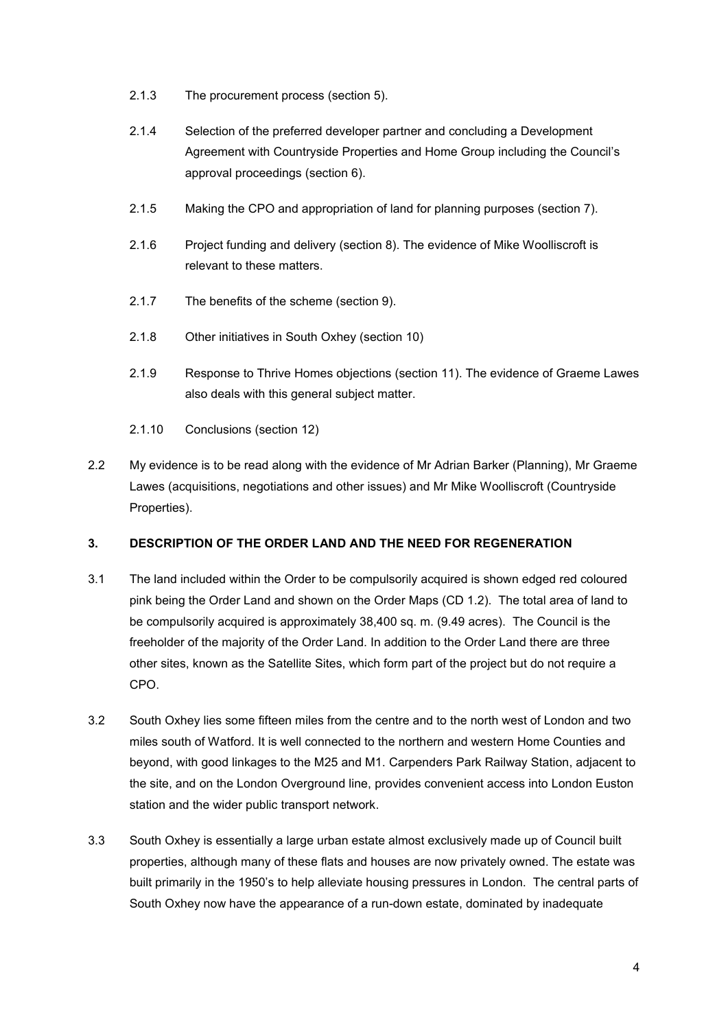2.1.3 The procurement process (section 5).

2.1.4 Selection of the preferred developer partner and concluding a Development Agreement with Countryside Properties and Home Group including the Council's approval proceedings (section 6).

2.1.5 Making the CPO and appropriation of land for planning purposes (section 7).

2.1.6 Project funding and delivery (section 8). The evidence of Mike Woolliscroft is relevant to these matters.

2.1.7 The benefits of the scheme (section 9).

2.1.8 Other initiatives in South Oxhey (section 10)

2.1.9 Response to Thrive Homes objections (section 11). The evidence of Graeme Lawes also deals with this general subject matter.

2.1.10 Conclusions (section 12)

2.2 My evidence is to be read along with the evidence of Mr Adrian Barker (Planning), Mr Graeme Lawes (acquisitions, negotiations and other issues) and Mr Mike Woolliscroft (Countryside Properties).

## 3. DESCRIPTION OF THE ORDER LAND AND THE NEED FOR REGENERATION

3.1 The land included within the Order to be compulsorily acquired is shown edged red coloured pink being the Order Land and shown on the Order Maps (CD 1.2). The total area of land to be compulsorily acquired is approximately 38,400 sq. m. (9.49 acres). The Council is the freeholder of the majority of the Order Land. In addition to the Order Land there are three other sites, known as the Satellite Sites, which form part of the project but do not require a CPO.

3.2 South Oxhey lies some fifteen miles from the centre and to the north west of London and two miles south of Watford. It is well connected to the northern and western Home Counties and beyond, with good linkages to the M25 and M1. Carpenders Park Railway Station, adjacent to the site, and on the London Overground line, provides convenient access into London Euston station and the wider public transport network.

3.3 South Oxhey is essentially a large urban estate almost exclusively made up of Council built properties, although many of these flats and houses are now privately owned. The estate was built primarily in the 1950's to help alleviate housing pressures in London. The central parts of South Oxhey now have the appearance of a run-down estate, dominated by inadequate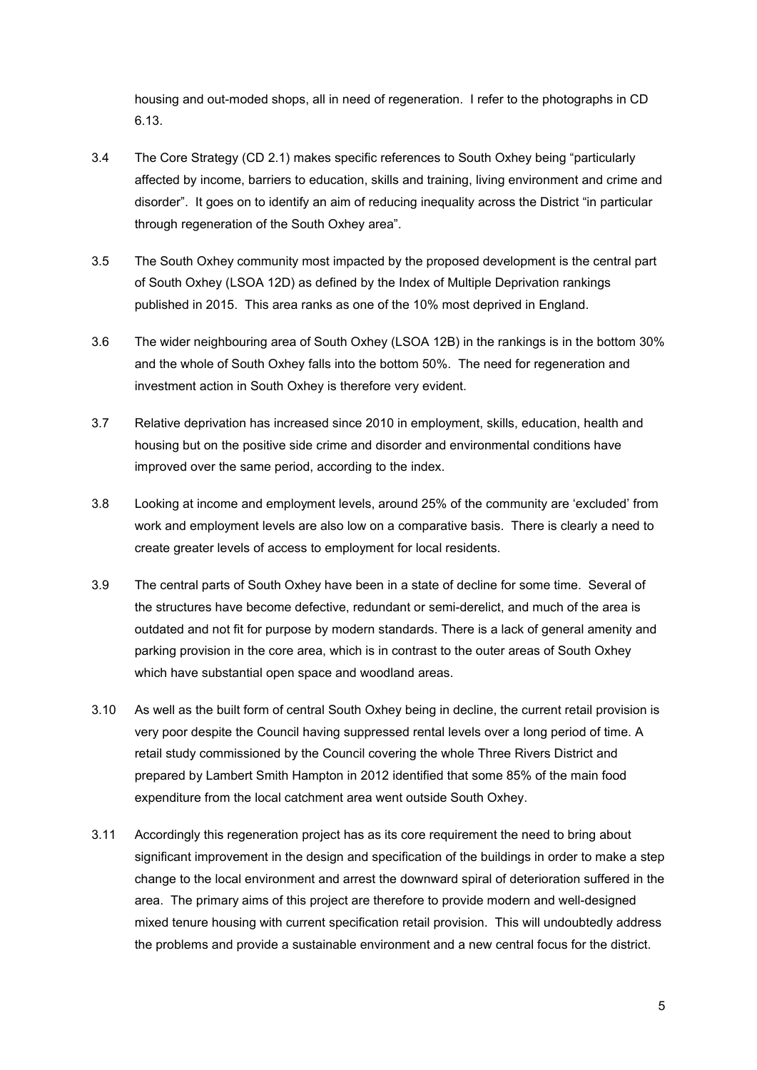housing and out-moded shops, all in need of regeneration. I refer to the photographs in CD 6.13.

3.4 The Core Strategy (CD 2.1) makes specific references to South Oxhey being "particularly affected by income, barriers to education, skills and training, living environment and crime and disorder". It goes on to identify an aim of reducing inequality across the District "in particular through regeneration of the South Oxhey area".

3.5 The South Oxhey community most impacted by the proposed development is the central part of South Oxhey (LSOA 12D) as defined by the Index of Multiple Deprivation rankings published in 2015. This area ranks as one of the 10% most deprived in England.

3.6 The wider neighbouring area of South Oxhey (LSOA 12B) in the rankings is in the bottom 30% and the whole of South Oxhey falls into the bottom 50%. The need for regeneration and investment action in South Oxhey is therefore very evident.

3.7 Relative deprivation has increased since 2010 in employment, skills, education, health and housing but on the positive side crime and disorder and environmental conditions have improved over the same period, according to the index.

3.8 Looking at income and employment levels, around 25% of the community are 'excluded' from work and employment levels are also low on a comparative basis. There is clearly a need to create greater levels of access to employment for local residents.

3.9 The central parts of South Oxhey have been in a state of decline for some time. Several of the structures have become defective, redundant or semi-derelict, and much of the area is outdated and not fit for purpose by modern standards. There is a lack of general amenity and parking provision in the core area, which is in contrast to the outer areas of South Oxhey which have substantial open space and woodland areas.

3.10 As well as the built form of central South Oxhey being in decline, the current retail provision is very poor despite the Council having suppressed rental levels over a long period of time. A retail study commissioned by the Council covering the whole Three Rivers District and prepared by Lambert Smith Hampton in 2012 identified that some 85% of the main food expenditure from the local catchment area went outside South Oxhey.

3.11 Accordingly this regeneration project has as its core requirement the need to bring about significant improvement in the design and specification of the buildings in order to make a step change to the local environment and arrest the downward spiral of deterioration suffered in the area. The primary aims of this project are therefore to provide modern and well-designed mixed tenure housing with current specification retail provision. This will undoubtedly address the problems and provide a sustainable environment and a new central focus for the district.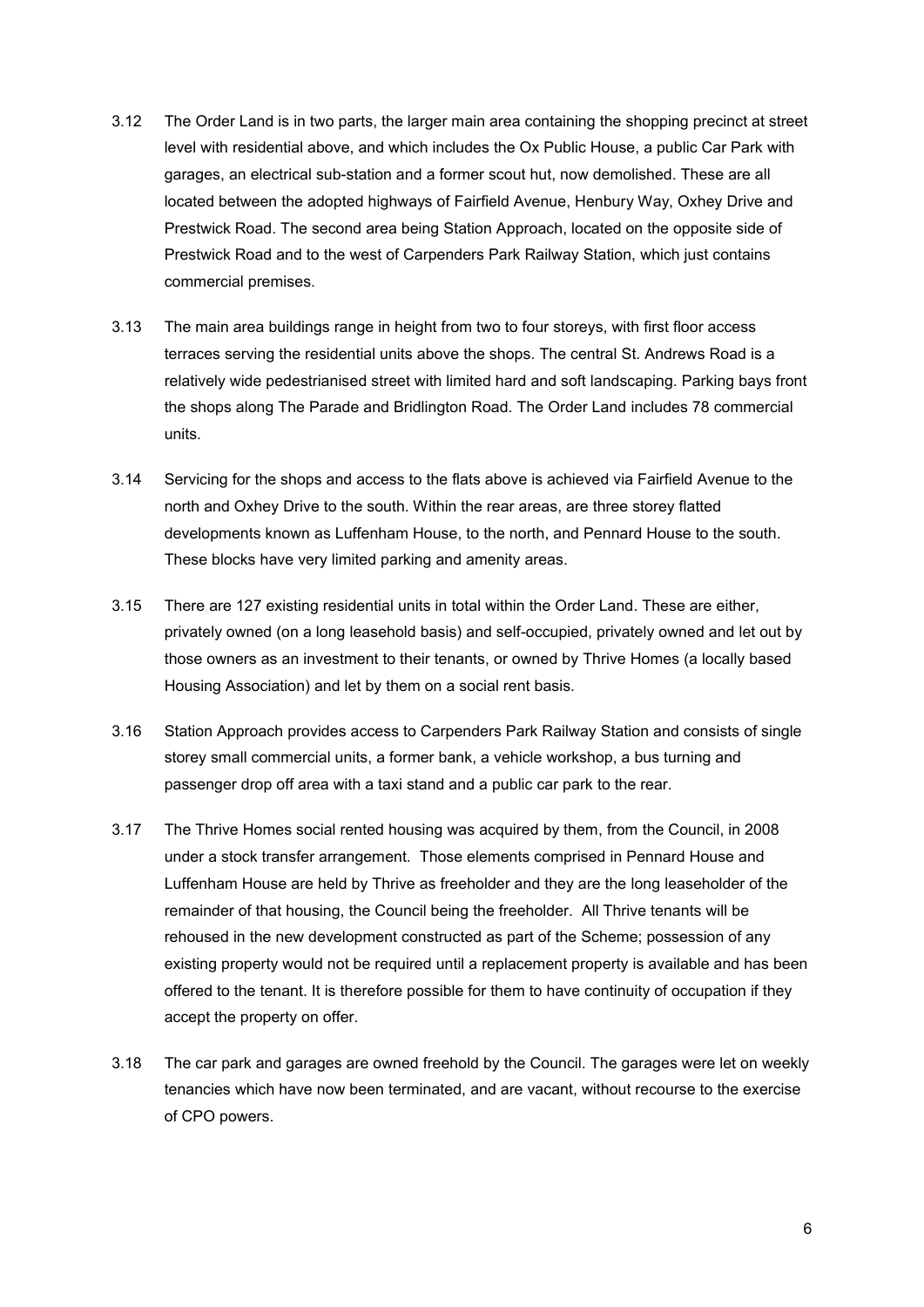3.12 The Order Land is in two parts, the larger main area containing the shopping precinct at street level with residential above, and which includes the Ox Public House, a public Car Park with garages, an electrical sub-station and a former scout hut, now demolished. These are all located between the adopted highways of Fairfield Avenue, Henbury Way, Oxhey Drive and Prestwick Road. The second area being Station Approach, located on the opposite side of Prestwick Road and to the west of Carpenders Park Railway Station, which just contains commercial premises.

3.13 The main area buildings range in height from two to four storeys, with first floor access terraces serving the residential units above the shops. The central St. Andrews Road is a relatively wide pedestrianised street with limited hard and soft landscaping. Parking bays front the shops along The Parade and Bridlington Road. The Order Land includes 78 commercial units.

3.14 Servicing for the shops and access to the flats above is achieved via Fairfield Avenue to the north and Oxhey Drive to the south. Within the rear areas, are three storey flatted developments known as Luffenham House, to the north, and Pennard House to the south. These blocks have very limited parking and amenity areas.

3.15 There are 127 existing residential units in total within the Order Land. These are either, privately owned (on a long leasehold basis) and self-occupied, privately owned and let out by those owners as an investment to their tenants, or owned by Thrive Homes (a locally based Housing Association) and let by them on a social rent basis.

3.16 Station Approach provides access to Carpenders Park Railway Station and consists of single storey small commercial units, a former bank, a vehicle workshop, a bus turning and passenger drop off area with a taxi stand and a public car park to the rear.

3.17 The Thrive Homes social rented housing was acquired by them, from the Council, in 2008 under a stock transfer arrangement. Those elements comprised in Pennard House and Luffenham House are held by Thrive as freeholder and they are the long leaseholder of the remainder of that housing, the Council being the freeholder. All Thrive tenants will be rehoused in the new development constructed as part of the Scheme; possession of any existing property would not be required until a replacement property is available and has been offered to the tenant. It is therefore possible for them to have continuity of occupation if they accept the property on offer.

3.18 The car park and garages are owned freehold by the Council. The garages were let on weekly tenancies which have now been terminated, and are vacant, without recourse to the exercise of CPO powers.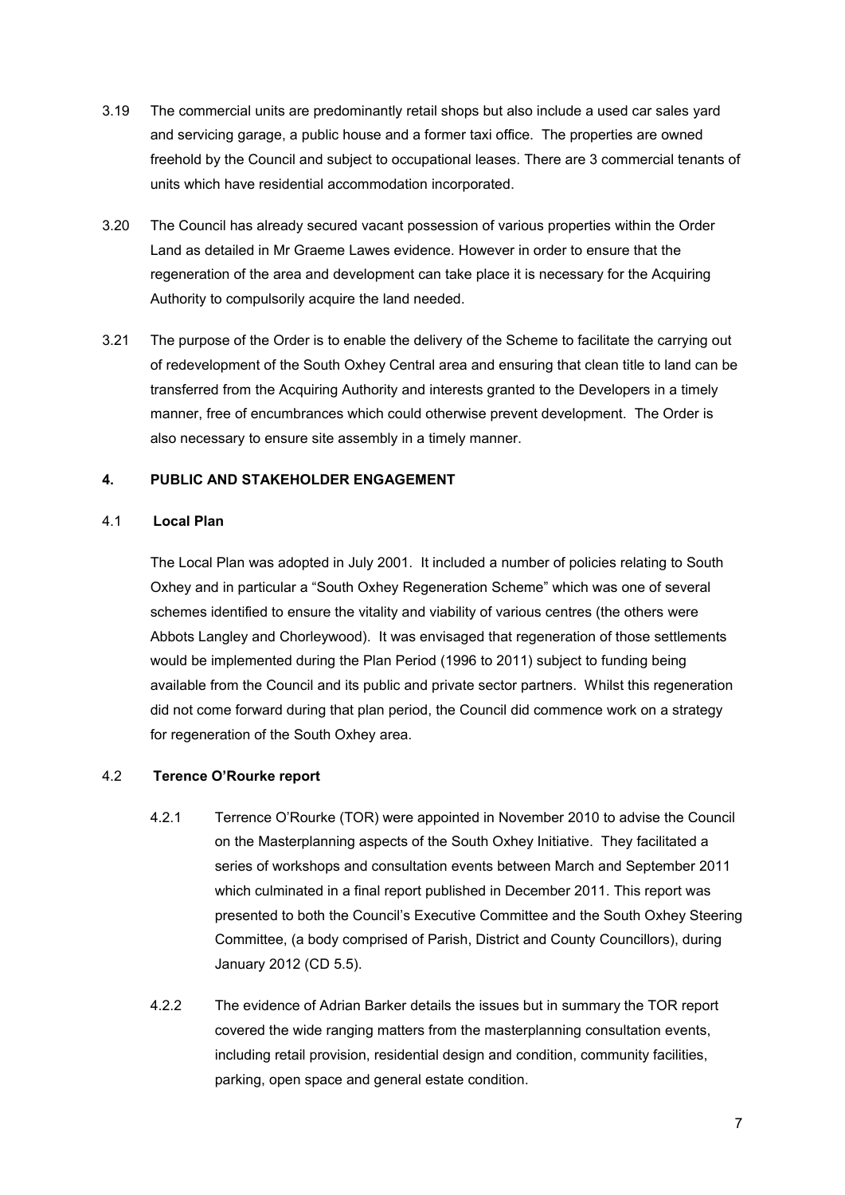3.19 The commercial units are predominantly retail shops but also include a used car sales yard and servicing garage, a public house and a former taxi office. The properties are owned freehold by the Council and subject to occupational leases. There are 3 commercial tenants of units which have residential accommodation incorporated.

3.20 The Council has already secured vacant possession of various properties within the Order Land as detailed in Mr Graeme Lawes evidence. However in order to ensure that the regeneration of the area and development can take place it is necessary for the Acquiring Authority to compulsorily acquire the land needed.

3.21 The purpose of the Order is to enable the delivery of the Scheme to facilitate the carrying out of redevelopment of the South Oxhey Central area and ensuring that clean title to land can be transferred from the Acquiring Authority and interests granted to the Developers in a timely manner, free of encumbrances which could otherwise prevent development. The Order is also necessary to ensure site assembly in a timely manner.

## 4. PUBLIC AND STAKEHOLDER ENGAGEMENT

### 4.1 Local Plan

The Local Plan was adopted in July 2001. It included a number of policies relating to South Oxhey and in particular a "South Oxhey Regeneration Scheme" which was one of several schemes identified to ensure the vitality and viability of various centres (the others were Abbots Langley and Chorleywood). It was envisaged that regeneration of those settlements would be implemented during the Plan Period (1996 to 2011) subject to funding being available from the Council and its public and private sector partners. Whilst this regeneration did not come forward during that plan period, the Council did commence work on a strategy for regeneration of the South Oxhey area.

### 4.2 Terence O'Rourke report

4.2.1 Terrence O'Rourke (TOR) were appointed in November 2010 to advise the Council on the Masterplanning aspects of the South Oxhey Initiative. They facilitated a series of workshops and consultation events between March and September 2011 which culminated in a final report published in December 2011. This report was presented to both the Council's Executive Committee and the South Oxhey Steering Committee, (a body comprised of Parish, District and County Councillors), during January 2012 (CD 5.5).

4.2.2 The evidence of Adrian Barker details the issues but in summary the TOR report covered the wide ranging matters from the masterplanning consultation events, including retail provision, residential design and condition, community facilities, parking, open space and general estate condition.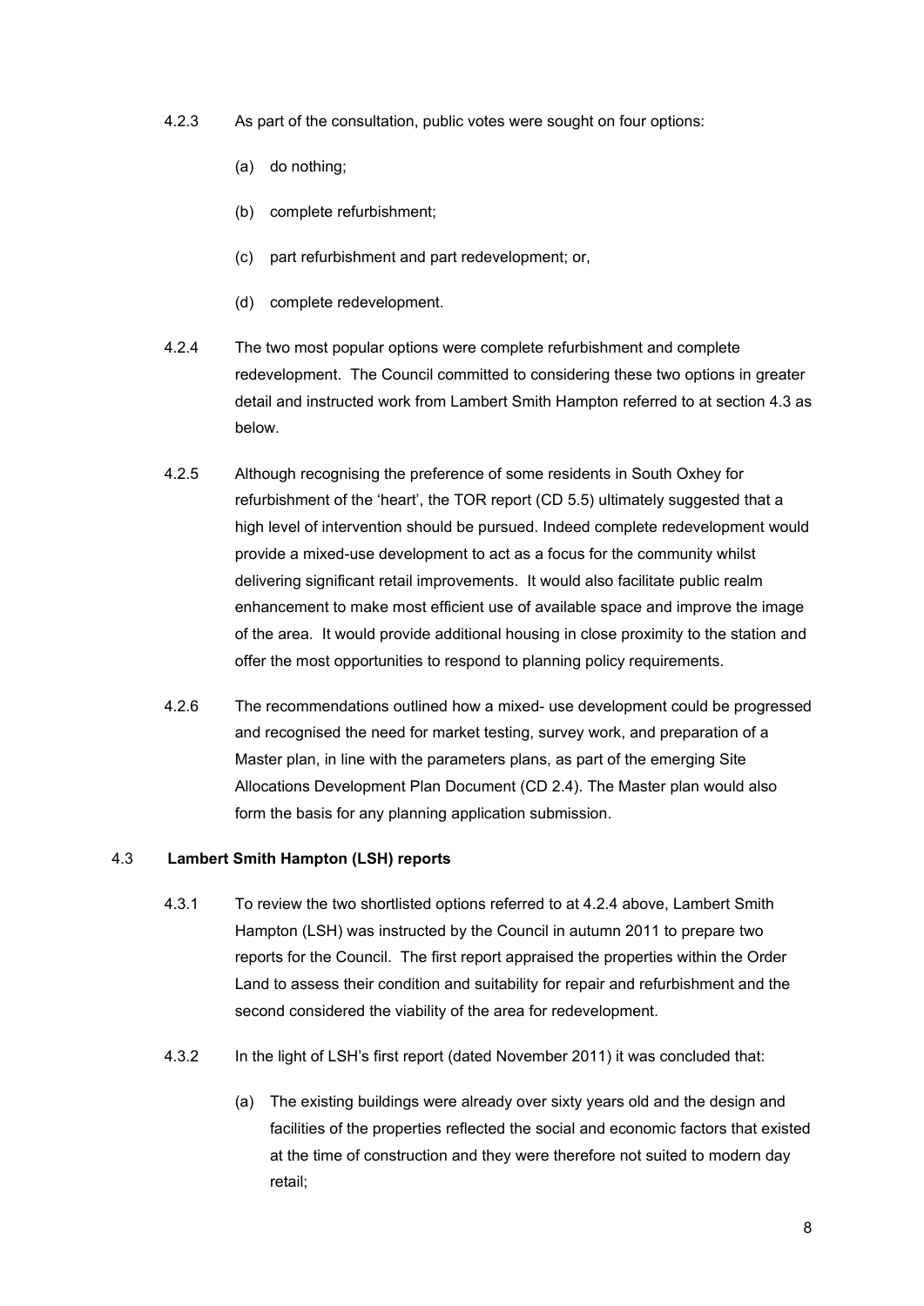4.2.3 As part of the consultation, public votes were sought on four options:

(a) do nothing;

(b) complete refurbishment;

(c) part refurbishment and part redevelopment; or,

(d) complete redevelopment.

4.2.4 The two most popular options were complete refurbishment and complete redevelopment. The Council committed to considering these two options in greater detail and instructed work from Lambert Smith Hampton referred to at section 4.3 as below.

4.2.5 Although recognising the preference of some residents in South Oxhey for refurbishment of the 'heart', the TOR report (CD 5.5) ultimately suggested that a high level of intervention should be pursued. Indeed complete redevelopment would provide a mixed-use development to act as a focus for the community whilst delivering significant retail improvements. It would also facilitate public realm enhancement to make most efficient use of available space and improve the image of the area. It would provide additional housing in close proximity to the station and offer the most opportunities to respond to planning policy requirements.

4.2.6 The recommendations outlined how a mixed- use development could be progressed and recognised the need for market testing, survey work, and preparation of a Master plan, in line with the parameters plans, as part of the emerging Site Allocations Development Plan Document (CD 2.4). The Master plan would also form the basis for any planning application submission.

## 4.3 Lambert Smith Hampton (LSH) reports

4.3.1 To review the two shortlisted options referred to at 4.2.4 above, Lambert Smith Hampton (LSH) was instructed by the Council in autumn 2011 to prepare two reports for the Council. The first report appraised the properties within the Order Land to assess their condition and suitability for repair and refurbishment and the second considered the viability of the area for redevelopment.

4.3.2 In the light of LSH's first report (dated November 2011) it was concluded that:

(a) The existing buildings were already over sixty years old and the design and facilities of the properties reflected the social and economic factors that existed at the time of construction and they were therefore not suited to modern day retail;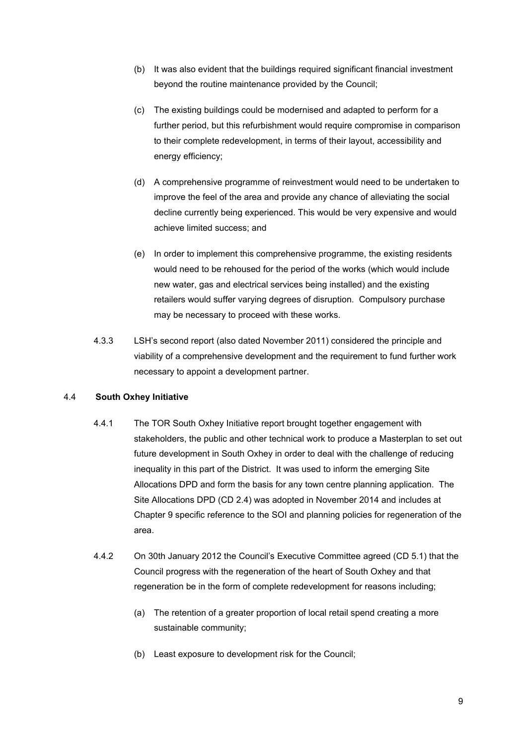(b) It was also evident that the buildings required significant financial investment beyond the routine maintenance provided by the Council;

(c) The existing buildings could be modernised and adapted to perform for a further period, but this refurbishment would require compromise in comparison to their complete redevelopment, in terms of their layout, accessibility and energy efficiency;

(d) A comprehensive programme of reinvestment would need to be undertaken to improve the feel of the area and provide any chance of alleviating the social decline currently being experienced. This would be very expensive and would achieve limited success; and

(e) In order to implement this comprehensive programme, the existing residents would need to be rehoused for the period of the works (which would include new water, gas and electrical services being installed) and the existing retailers would suffer varying degrees of disruption. Compulsory purchase may be necessary to proceed with these works.

4.3.3 LSH's second report (also dated November 2011) considered the principle and viability of a comprehensive development and the requirement to fund further work necessary to appoint a development partner.

### 4.4 South Oxhey Initiative

4.4.1 The TOR South Oxhey Initiative report brought together engagement with stakeholders, the public and other technical work to produce a Masterplan to set out future development in South Oxhey in order to deal with the challenge of reducing inequality in this part of the District. It was used to inform the emerging Site Allocations DPD and form the basis for any town centre planning application. The Site Allocations DPD (CD 2.4) was adopted in November 2014 and includes at Chapter 9 specific reference to the SOI and planning policies for regeneration of the area.

4.4.2 On 30th January 2012 the Council's Executive Committee agreed (CD 5.1) that the Council progress with the regeneration of the heart of South Oxhey and that regeneration be in the form of complete redevelopment for reasons including;

(a) The retention of a greater proportion of local retail spend creating a more sustainable community;

(b) Least exposure to development risk for the Council;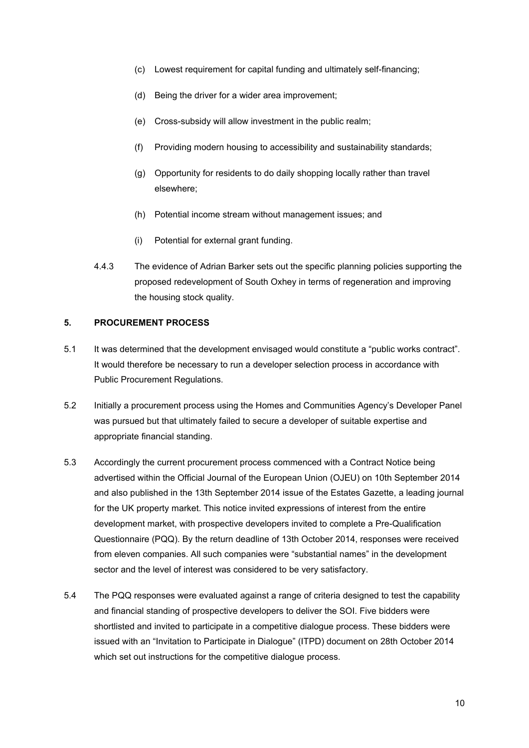(c) Lowest requirement for capital funding and ultimately self-financing;

(d) Being the driver for a wider area improvement;

(e) Cross-subsidy will allow investment in the public realm;

(f) Providing modern housing to accessibility and sustainability standards;

(g) Opportunity for residents to do daily shopping locally rather than travel elsewhere;

(h) Potential income stream without management issues; and

(i) Potential for external grant funding.

4.4.3 The evidence of Adrian Barker sets out the specific planning policies supporting the proposed redevelopment of South Oxhey in terms of regeneration and improving the housing stock quality.

## 5. PROCUREMENT PROCESS

5.1 It was determined that the development envisaged would constitute a "public works contract". It would therefore be necessary to run a developer selection process in accordance with Public Procurement Regulations.

5.2 Initially a procurement process using the Homes and Communities Agency's Developer Panel was pursued but that ultimately failed to secure a developer of suitable expertise and appropriate financial standing.

5.3 Accordingly the current procurement process commenced with a Contract Notice being advertised within the Official Journal of the European Union (OJEU) on 10th September 2014 and also published in the 13th September 2014 issue of the Estates Gazette, a leading journal for the UK property market. This notice invited expressions of interest from the entire development market, with prospective developers invited to complete a Pre-Qualification Questionnaire (PQQ). By the return deadline of 13th October 2014, responses were received from eleven companies. All such companies were "substantial names" in the development sector and the level of interest was considered to be very satisfactory.

5.4 The PQQ responses were evaluated against a range of criteria designed to test the capability and financial standing of prospective developers to deliver the SOI. Five bidders were shortlisted and invited to participate in a competitive dialogue process. These bidders were issued with an "Invitation to Participate in Dialogue" (ITPD) document on 28th October 2014 which set out instructions for the competitive dialogue process.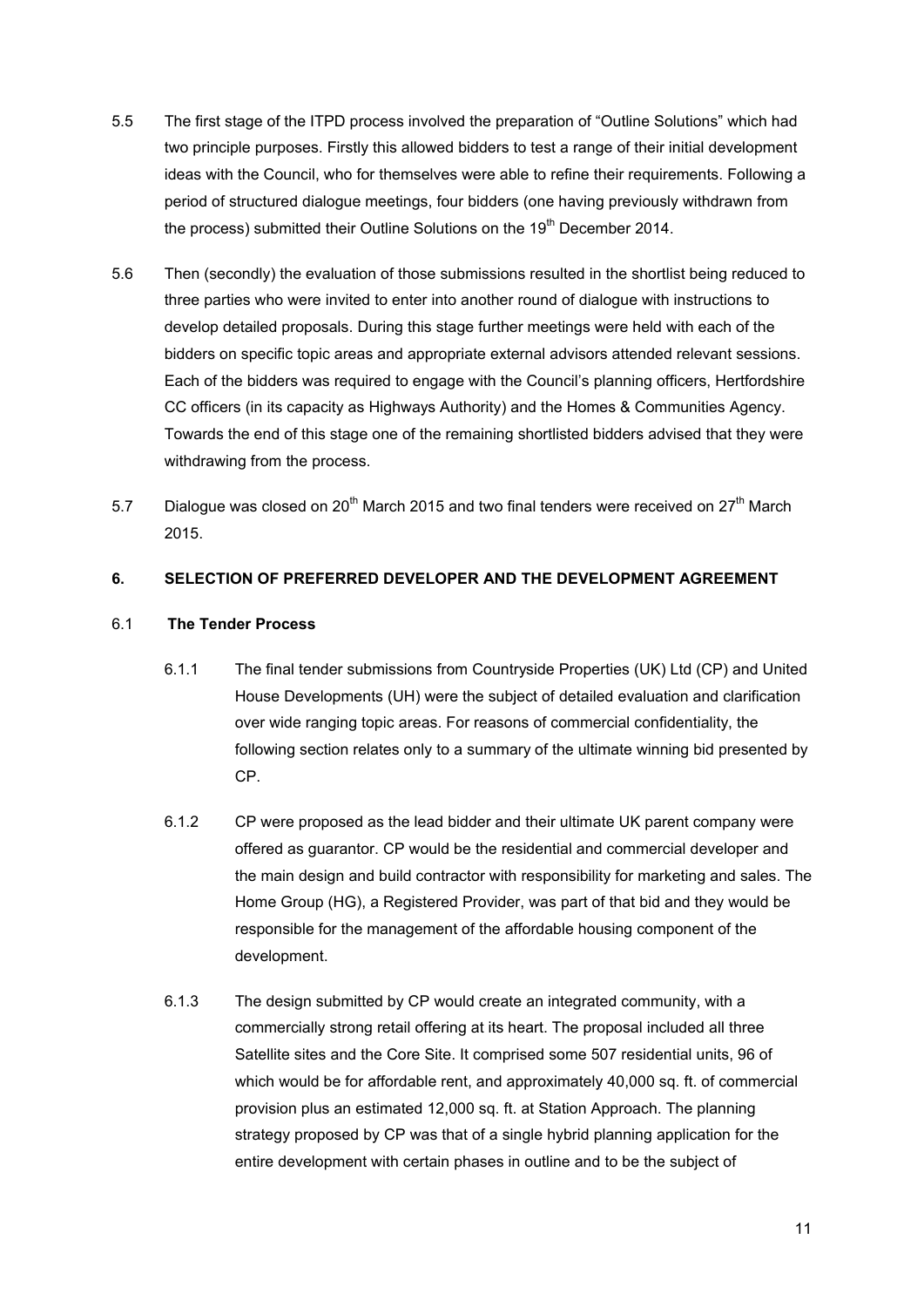5.5 The first stage of the ITPD process involved the preparation of "Outline Solutions" which had two principle purposes. Firstly this allowed bidders to test a range of their initial development ideas with the Council, who for themselves were able to refine their requirements. Following a period of structured dialogue meetings, four bidders (one having previously withdrawn from the process) submitted their Outline Solutions on the 19th December 2014.

5.6 Then (secondly) the evaluation of those submissions resulted in the shortlist being reduced to three parties who were invited to enter into another round of dialogue with instructions to develop detailed proposals. During this stage further meetings were held with each of the bidders on specific topic areas and appropriate external advisors attended relevant sessions. Each of the bidders was required to engage with the Council's planning officers, Hertfordshire CC officers (in its capacity as Highways Authority) and the Homes & Communities Agency. Towards the end of this stage one of the remaining shortlisted bidders advised that they were withdrawing from the process.

5.7 Dialogue was closed on 20th March 2015 and two final tenders were received on 27th March 2015.

## 6. SELECTION OF PREFERRED DEVELOPER AND THE DEVELOPMENT AGREEMENT

### 6.1 The Tender Process

6.1.1 The final tender submissions from Countryside Properties (UK) Ltd (CP) and United House Developments (UH) were the subject of detailed evaluation and clarification over wide ranging topic areas. For reasons of commercial confidentiality, the following section relates only to a summary of the ultimate winning bid presented by CP.

6.1.2 CP were proposed as the lead bidder and their ultimate UK parent company were offered as guarantor. CP would be the residential and commercial developer and the main design and build contractor with responsibility for marketing and sales. The Home Group (HG), a Registered Provider, was part of that bid and they would be responsible for the management of the affordable housing component of the development.

6.1.3 The design submitted by CP would create an integrated community, with a commercially strong retail offering at its heart. The proposal included all three Satellite sites and the Core Site. It comprised some 507 residential units, 96 of which would be for affordable rent, and approximately 40,000 sq. ft. of commercial provision plus an estimated 12,000 sq. ft. at Station Approach. The planning strategy proposed by CP was that of a single hybrid planning application for the entire development with certain phases in outline and to be the subject of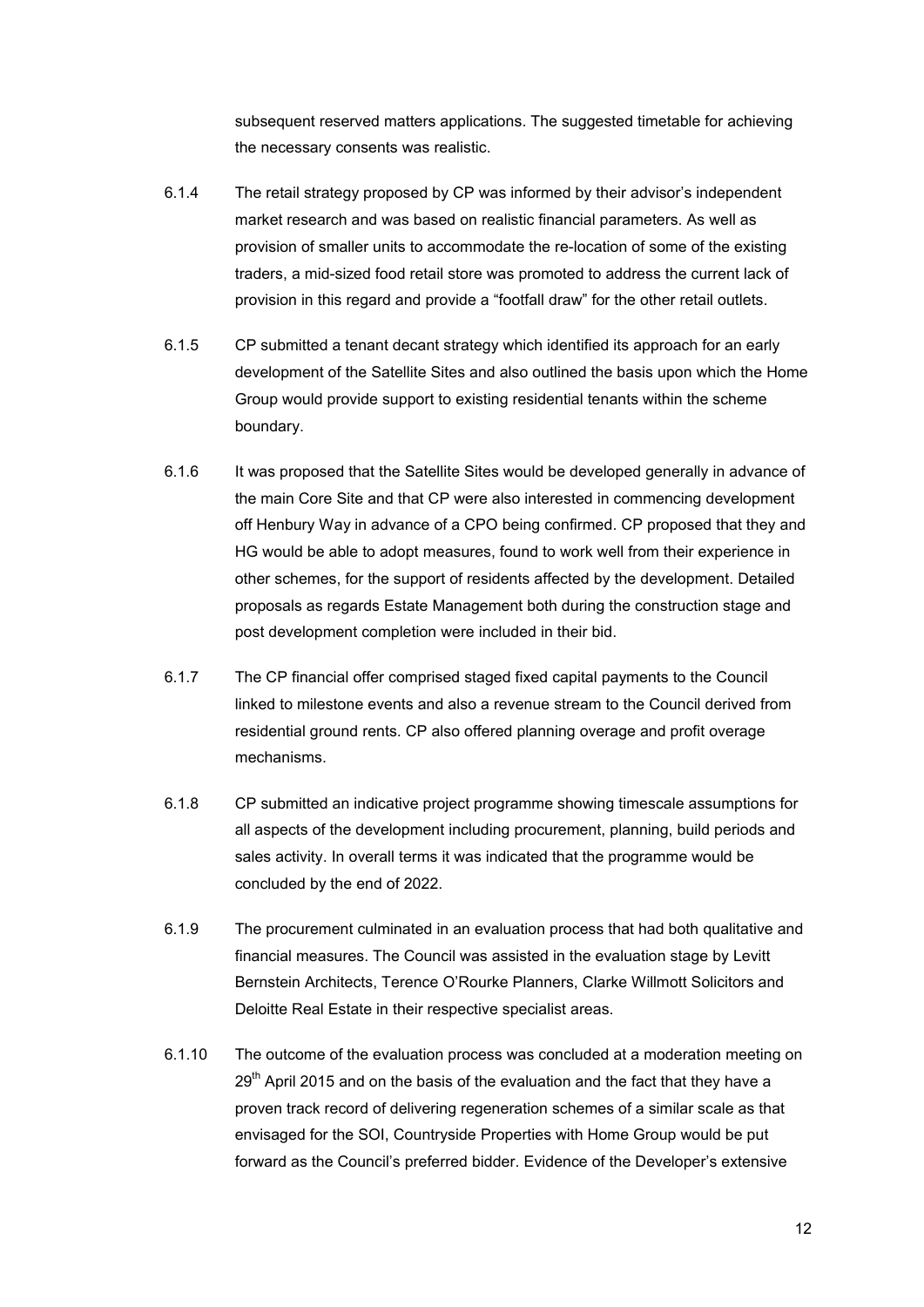subsequent reserved matters applications. The suggested timetable for achieving the necessary consents was realistic.

6.1.4 The retail strategy proposed by CP was informed by their advisor's independent market research and was based on realistic financial parameters. As well as provision of smaller units to accommodate the re-location of some of the existing traders, a mid-sized food retail store was promoted to address the current lack of provision in this regard and provide a "footfall draw" for the other retail outlets.

6.1.5 CP submitted a tenant decant strategy which identified its approach for an early development of the Satellite Sites and also outlined the basis upon which the Home Group would provide support to existing residential tenants within the scheme boundary.

6.1.6 It was proposed that the Satellite Sites would be developed generally in advance of the main Core Site and that CP were also interested in commencing development off Henbury Way in advance of a CPO being confirmed. CP proposed that they and HG would be able to adopt measures, found to work well from their experience in other schemes, for the support of residents affected by the development. Detailed proposals as regards Estate Management both during the construction stage and post development completion were included in their bid.

6.1.7 The CP financial offer comprised staged fixed capital payments to the Council linked to milestone events and also a revenue stream to the Council derived from residential ground rents. CP also offered planning overage and profit overage mechanisms.

6.1.8 CP submitted an indicative project programme showing timescale assumptions for all aspects of the development including procurement, planning, build periods and sales activity. In overall terms it was indicated that the programme would be concluded by the end of 2022.

6.1.9 The procurement culminated in an evaluation process that had both qualitative and financial measures. The Council was assisted in the evaluation stage by Levitt Bernstein Architects, Terence O'Rourke Planners, Clarke Willmott Solicitors and Deloitte Real Estate in their respective specialist areas.

6.1.10 The outcome of the evaluation process was concluded at a moderation meeting on 29th April 2015 and on the basis of the evaluation and the fact that they have a proven track record of delivering regeneration schemes of a similar scale as that envisaged for the SOI, Countryside Properties with Home Group would be put forward as the Council's preferred bidder. Evidence of the Developer's extensive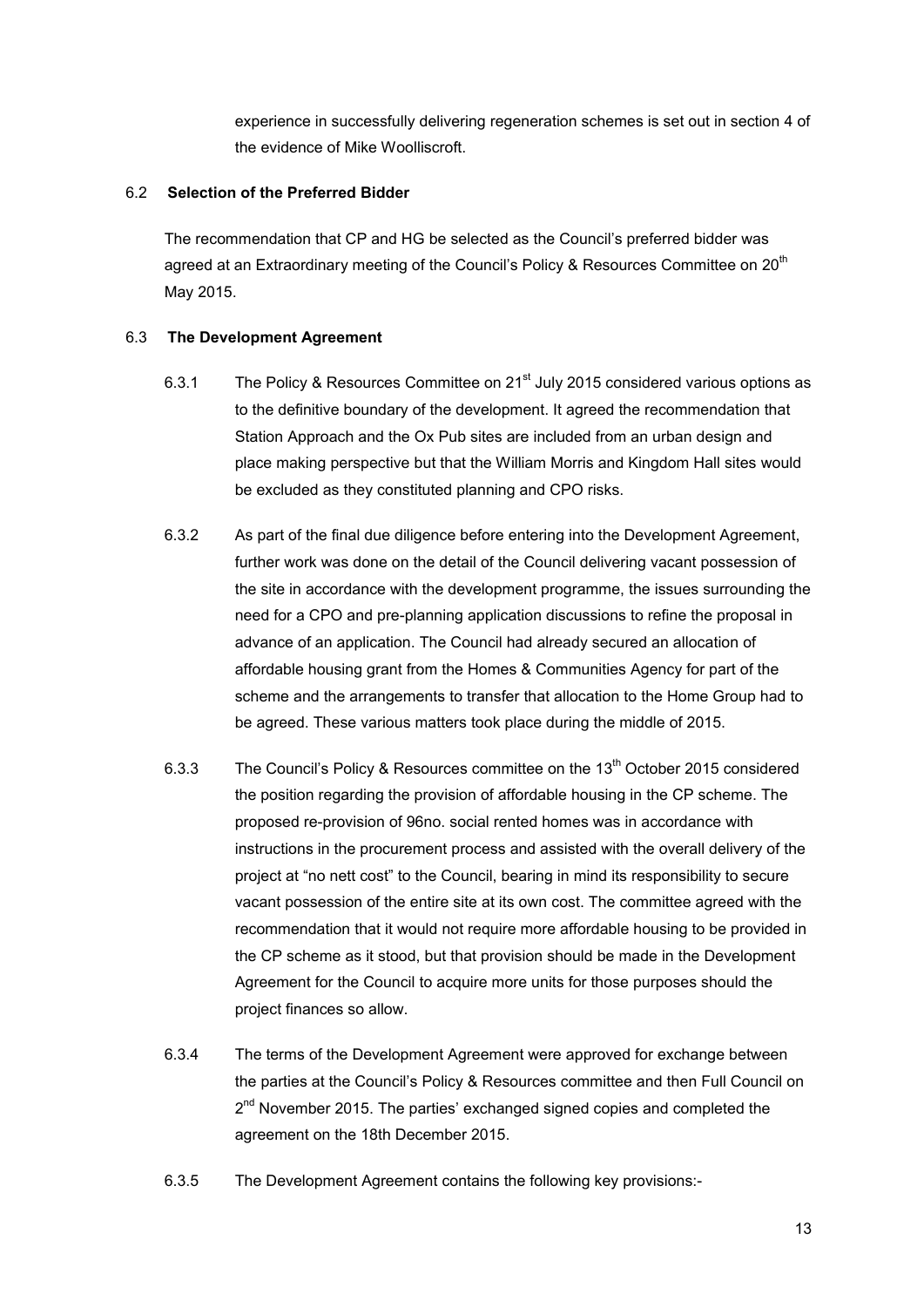experience in successfully delivering regeneration schemes is set out in section 4 of the evidence of Mike Woolliscroft.

### 6.2 Selection of the Preferred Bidder

The recommendation that CP and HG be selected as the Council's preferred bidder was agreed at an Extraordinary meeting of the Council's Policy & Resources Committee on 20th May 2015.

### 6.3 The Development Agreement

6.3.1 The Policy & Resources Committee on 21st July 2015 considered various options as to the definitive boundary of the development. It agreed the recommendation that Station Approach and the Ox Pub sites are included from an urban design and place making perspective but that the William Morris and Kingdom Hall sites would be excluded as they constituted planning and CPO risks.

6.3.2 As part of the final due diligence before entering into the Development Agreement, further work was done on the detail of the Council delivering vacant possession of the site in accordance with the development programme, the issues surrounding the need for a CPO and pre-planning application discussions to refine the proposal in advance of an application. The Council had already secured an allocation of affordable housing grant from the Homes & Communities Agency for part of the scheme and the arrangements to transfer that allocation to the Home Group had to be agreed. These various matters took place during the middle of 2015.

6.3.3 The Council's Policy & Resources committee on the 13th October 2015 considered the position regarding the provision of affordable housing in the CP scheme. The proposed re-provision of 96no. social rented homes was in accordance with instructions in the procurement process and assisted with the overall delivery of the project at "no nett cost" to the Council, bearing in mind its responsibility to secure vacant possession of the entire site at its own cost. The committee agreed with the recommendation that it would not require more affordable housing to be provided in the CP scheme as it stood, but that provision should be made in the Development Agreement for the Council to acquire more units for those purposes should the project finances so allow.

6.3.4 The terms of the Development Agreement were approved for exchange between the parties at the Council's Policy & Resources committee and then Full Council on 2nd November 2015. The parties' exchanged signed copies and completed the agreement on the 18th December 2015.

6.3.5 The Development Agreement contains the following key provisions:-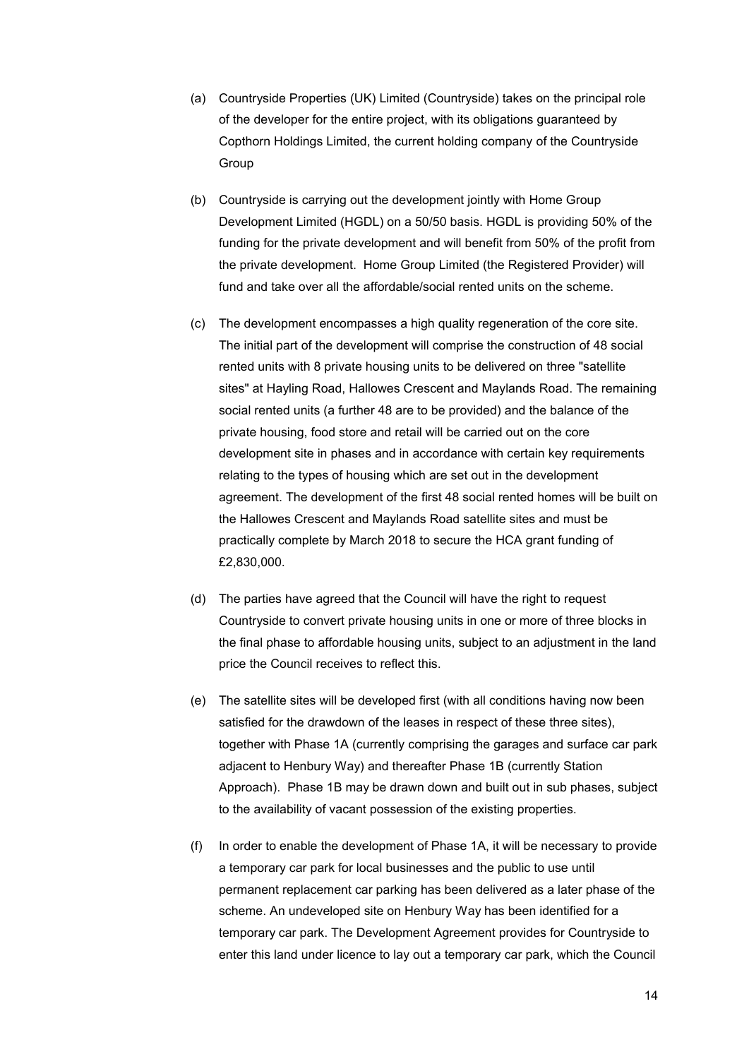(a) Countryside Properties (UK) Limited (Countryside) takes on the principal role of the developer for the entire project, with its obligations guaranteed by Copthorn Holdings Limited, the current holding company of the Countryside Group

(b) Countryside is carrying out the development jointly with Home Group Development Limited (HGDL) on a 50/50 basis. HGDL is providing 50% of the funding for the private development and will benefit from 50% of the profit from the private development. Home Group Limited (the Registered Provider) will fund and take over all the affordable/social rented units on the scheme.

(c) The development encompasses a high quality regeneration of the core site. The initial part of the development will comprise the construction of 48 social rented units with 8 private housing units to be delivered on three "satellite sites" at Hayling Road, Hallowes Crescent and Maylands Road. The remaining social rented units (a further 48 are to be provided) and the balance of the private housing, food store and retail will be carried out on the core development site in phases and in accordance with certain key requirements relating to the types of housing which are set out in the development agreement. The development of the first 48 social rented homes will be built on the Hallowes Crescent and Maylands Road satellite sites and must be practically complete by March 2018 to secure the HCA grant funding of £2,830,000.

(d) The parties have agreed that the Council will have the right to request Countryside to convert private housing units in one or more of three blocks in the final phase to affordable housing units, subject to an adjustment in the land price the Council receives to reflect this.

(e) The satellite sites will be developed first (with all conditions having now been satisfied for the drawdown of the leases in respect of these three sites), together with Phase 1A (currently comprising the garages and surface car park adjacent to Henbury Way) and thereafter Phase 1B (currently Station Approach). Phase 1B may be drawn down and built out in sub phases, subject to the availability of vacant possession of the existing properties.

(f) In order to enable the development of Phase 1A, it will be necessary to provide a temporary car park for local businesses and the public to use until permanent replacement car parking has been delivered as a later phase of the scheme. An undeveloped site on Henbury Way has been identified for a temporary car park. The Development Agreement provides for Countryside to enter this land under licence to lay out a temporary car park, which the Council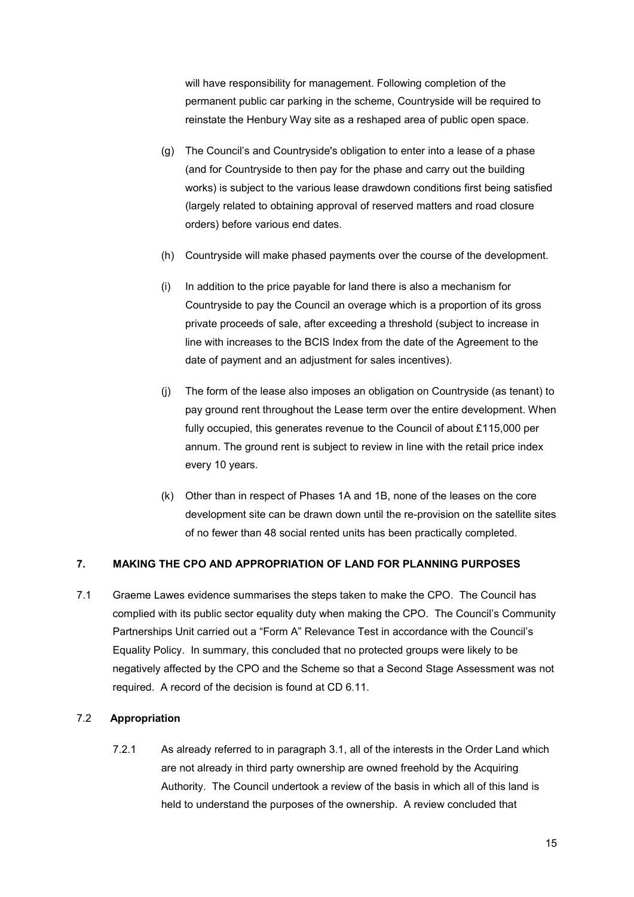will have responsibility for management. Following completion of the permanent public car parking in the scheme, Countryside will be required to reinstate the Henbury Way site as a reshaped area of public open space.

(g) The Council's and Countryside's obligation to enter into a lease of a phase (and for Countryside to then pay for the phase and carry out the building works) is subject to the various lease drawdown conditions first being satisfied (largely related to obtaining approval of reserved matters and road closure orders) before various end dates.

(h) Countryside will make phased payments over the course of the development.

(i) In addition to the price payable for land there is also a mechanism for Countryside to pay the Council an overage which is a proportion of its gross private proceeds of sale, after exceeding a threshold (subject to increase in line with increases to the BCIS Index from the date of the Agreement to the date of payment and an adjustment for sales incentives).

(j) The form of the lease also imposes an obligation on Countryside (as tenant) to pay ground rent throughout the Lease term over the entire development. When fully occupied, this generates revenue to the Council of about £115,000 per annum. The ground rent is subject to review in line with the retail price index every 10 years.

(k) Other than in respect of Phases 1A and 1B, none of the leases on the core development site can be drawn down until the re-provision on the satellite sites of no fewer than 48 social rented units has been practically completed.

## 7. MAKING THE CPO AND APPROPRIATION OF LAND FOR PLANNING PURPOSES

7.1 Graeme Lawes evidence summarises the steps taken to make the CPO. The Council has complied with its public sector equality duty when making the CPO. The Council's Community Partnerships Unit carried out a "Form A" Relevance Test in accordance with the Council's Equality Policy. In summary, this concluded that no protected groups were likely to be negatively affected by the CPO and the Scheme so that a Second Stage Assessment was not required. A record of the decision is found at CD 6.11.

### 7.2 Appropriation

7.2.1 As already referred to in paragraph 3.1, all of the interests in the Order Land which are not already in third party ownership are owned freehold by the Acquiring Authority. The Council undertook a review of the basis in which all of this land is held to understand the purposes of the ownership. A review concluded that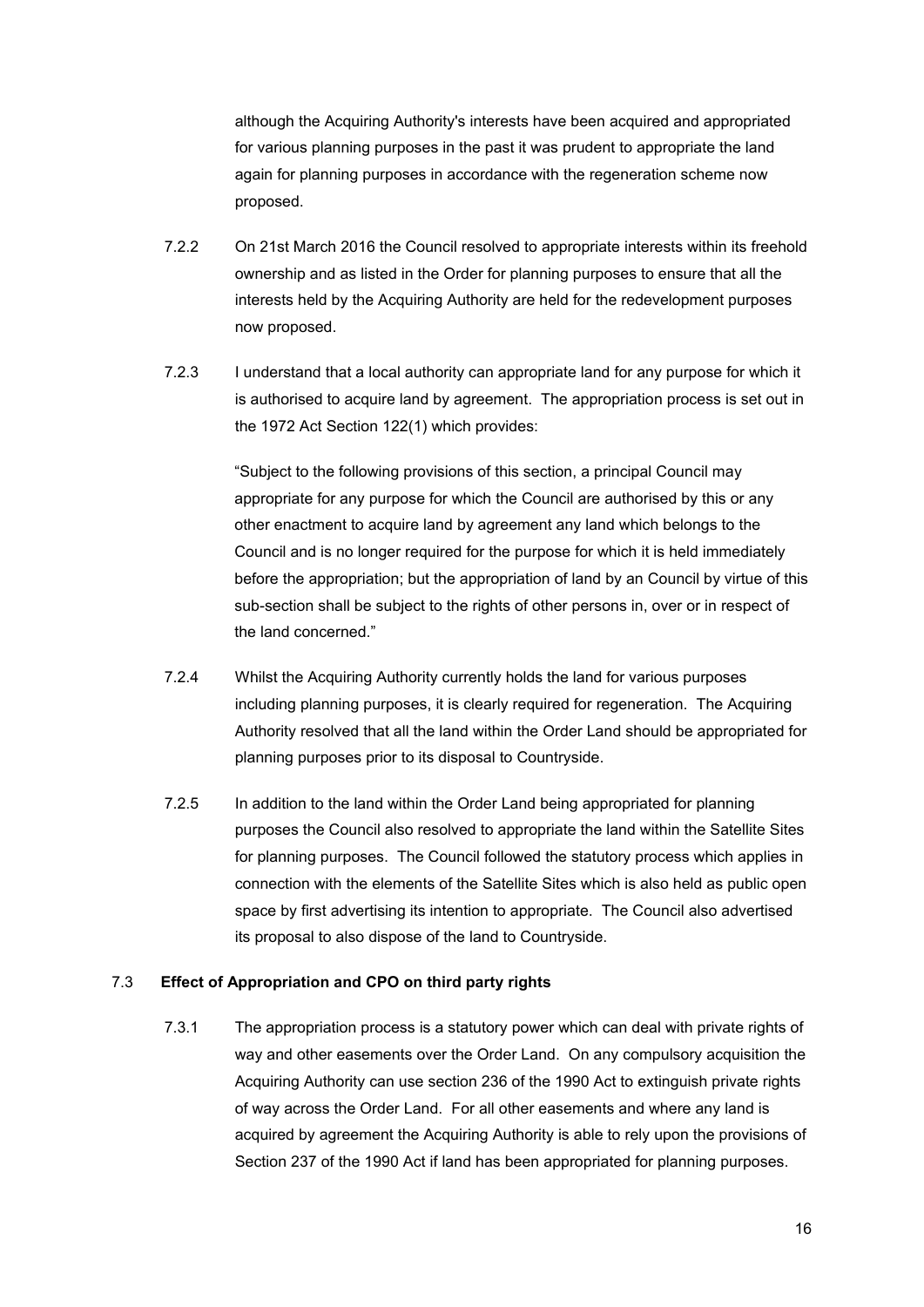although the Acquiring Authority's interests have been acquired and appropriated for various planning purposes in the past it was prudent to appropriate the land again for planning purposes in accordance with the regeneration scheme now proposed.

7.2.2 On 21st March 2016 the Council resolved to appropriate interests within its freehold ownership and as listed in the Order for planning purposes to ensure that all the interests held by the Acquiring Authority are held for the redevelopment purposes now proposed.

7.2.3 I understand that a local authority can appropriate land for any purpose for which it is authorised to acquire land by agreement. The appropriation process is set out in the 1972 Act Section 122(1) which provides:

> "Subject to the following provisions of this section, a principal Council may appropriate for any purpose for which the Council are authorised by this or any other enactment to acquire land by agreement any land which belongs to the Council and is no longer required for the purpose for which it is held immediately before the appropriation; but the appropriation of land by an Council by virtue of this sub-section shall be subject to the rights of other persons in, over or in respect of the land concerned."

7.2.4 Whilst the Acquiring Authority currently holds the land for various purposes including planning purposes, it is clearly required for regeneration. The Acquiring Authority resolved that all the land within the Order Land should be appropriated for planning purposes prior to its disposal to Countryside.

7.2.5 In addition to the land within the Order Land being appropriated for planning purposes the Council also resolved to appropriate the land within the Satellite Sites for planning purposes. The Council followed the statutory process which applies in connection with the elements of the Satellite Sites which is also held as public open space by first advertising its intention to appropriate. The Council also advertised its proposal to also dispose of the land to Countryside.

### 7.3 Effect of Appropriation and CPO on third party rights

7.3.1 The appropriation process is a statutory power which can deal with private rights of way and other easements over the Order Land. On any compulsory acquisition the Acquiring Authority can use section 236 of the 1990 Act to extinguish private rights of way across the Order Land. For all other easements and where any land is acquired by agreement the Acquiring Authority is able to rely upon the provisions of Section 237 of the 1990 Act if land has been appropriated for planning purposes.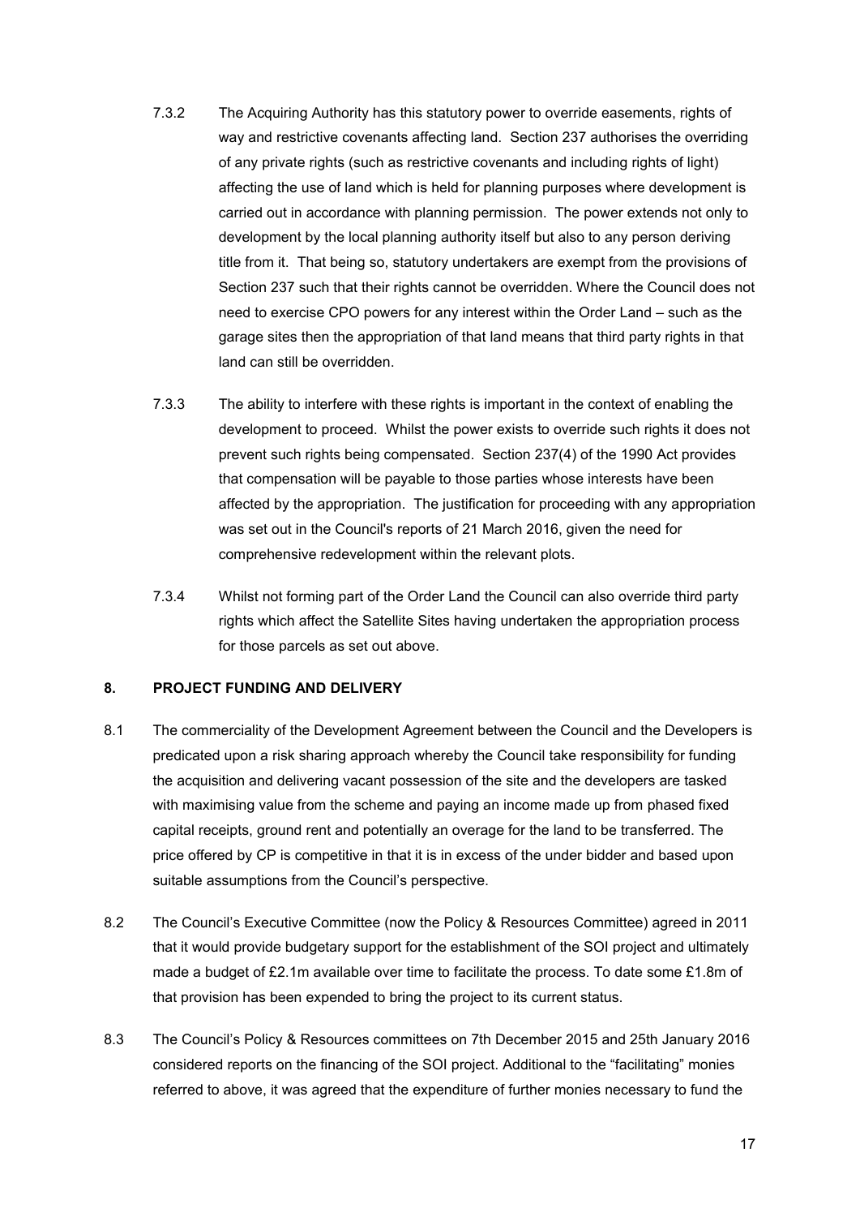7.3.2 The Acquiring Authority has this statutory power to override easements, rights of way and restrictive covenants affecting land. Section 237 authorises the overriding of any private rights (such as restrictive covenants and including rights of light) affecting the use of land which is held for planning purposes where development is carried out in accordance with planning permission. The power extends not only to development by the local planning authority itself but also to any person deriving title from it. That being so, statutory undertakers are exempt from the provisions of Section 237 such that their rights cannot be overridden. Where the Council does not need to exercise CPO powers for any interest within the Order Land – such as the garage sites then the appropriation of that land means that third party rights in that land can still be overridden.

7.3.3 The ability to interfere with these rights is important in the context of enabling the development to proceed. Whilst the power exists to override such rights it does not prevent such rights being compensated. Section 237(4) of the 1990 Act provides that compensation will be payable to those parties whose interests have been affected by the appropriation. The justification for proceeding with any appropriation was set out in the Council's reports of 21 March 2016, given the need for comprehensive redevelopment within the relevant plots.

7.3.4 Whilst not forming part of the Order Land the Council can also override third party rights which affect the Satellite Sites having undertaken the appropriation process for those parcels as set out above.

## 8. PROJECT FUNDING AND DELIVERY

8.1 The commerciality of the Development Agreement between the Council and the Developers is predicated upon a risk sharing approach whereby the Council take responsibility for funding the acquisition and delivering vacant possession of the site and the developers are tasked with maximising value from the scheme and paying an income made up from phased fixed capital receipts, ground rent and potentially an overage for the land to be transferred. The price offered by CP is competitive in that it is in excess of the under bidder and based upon suitable assumptions from the Council's perspective.

8.2 The Council's Executive Committee (now the Policy & Resources Committee) agreed in 2011 that it would provide budgetary support for the establishment of the SOI project and ultimately made a budget of £2.1m available over time to facilitate the process. To date some £1.8m of that provision has been expended to bring the project to its current status.

8.3 The Council's Policy & Resources committees on 7th December 2015 and 25th January 2016 considered reports on the financing of the SOI project. Additional to the "facilitating" monies referred to above, it was agreed that the expenditure of further monies necessary to fund the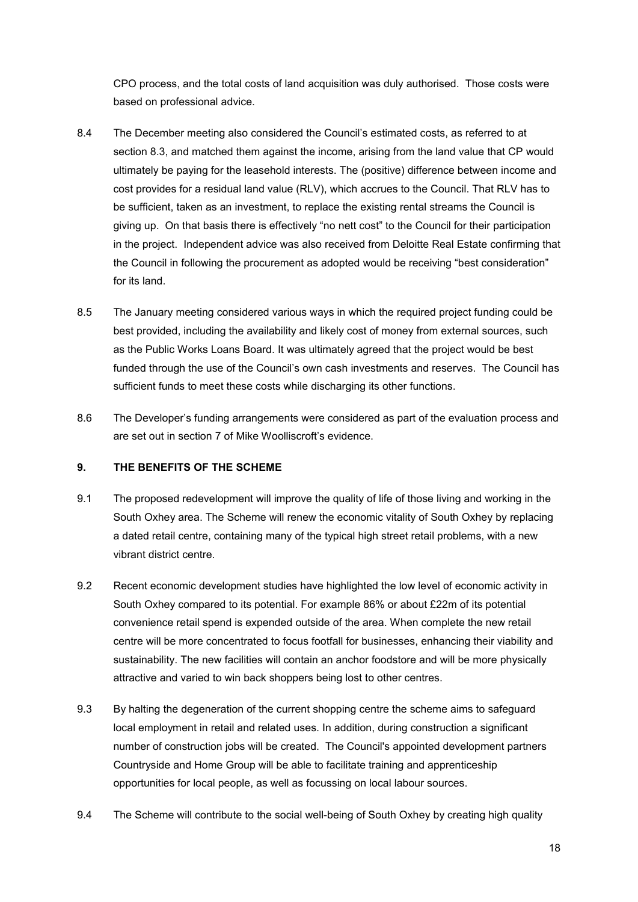CPO process, and the total costs of land acquisition was duly authorised. Those costs were based on professional advice.

8.4 The December meeting also considered the Council's estimated costs, as referred to at section 8.3, and matched them against the income, arising from the land value that CP would ultimately be paying for the leasehold interests. The (positive) difference between income and cost provides for a residual land value (RLV), which accrues to the Council. That RLV has to be sufficient, taken as an investment, to replace the existing rental streams the Council is giving up. On that basis there is effectively "no nett cost" to the Council for their participation in the project. Independent advice was also received from Deloitte Real Estate confirming that the Council in following the procurement as adopted would be receiving "best consideration" for its land.

8.5 The January meeting considered various ways in which the required project funding could be best provided, including the availability and likely cost of money from external sources, such as the Public Works Loans Board. It was ultimately agreed that the project would be best funded through the use of the Council's own cash investments and reserves. The Council has sufficient funds to meet these costs while discharging its other functions.

8.6 The Developer's funding arrangements were considered as part of the evaluation process and are set out in section 7 of Mike Woolliscroft's evidence.

## 9. THE BENEFITS OF THE SCHEME

9.1 The proposed redevelopment will improve the quality of life of those living and working in the South Oxhey area. The Scheme will renew the economic vitality of South Oxhey by replacing a dated retail centre, containing many of the typical high street retail problems, with a new vibrant district centre.

9.2 Recent economic development studies have highlighted the low level of economic activity in South Oxhey compared to its potential. For example 86% or about £22m of its potential convenience retail spend is expended outside of the area. When complete the new retail centre will be more concentrated to focus footfall for businesses, enhancing their viability and sustainability. The new facilities will contain an anchor foodstore and will be more physically attractive and varied to win back shoppers being lost to other centres.

9.3 By halting the degeneration of the current shopping centre the scheme aims to safeguard local employment in retail and related uses. In addition, during construction a significant number of construction jobs will be created. The Council's appointed development partners Countryside and Home Group will be able to facilitate training and apprenticeship opportunities for local people, as well as focussing on local labour sources.

9.4 The Scheme will contribute to the social well-being of South Oxhey by creating high quality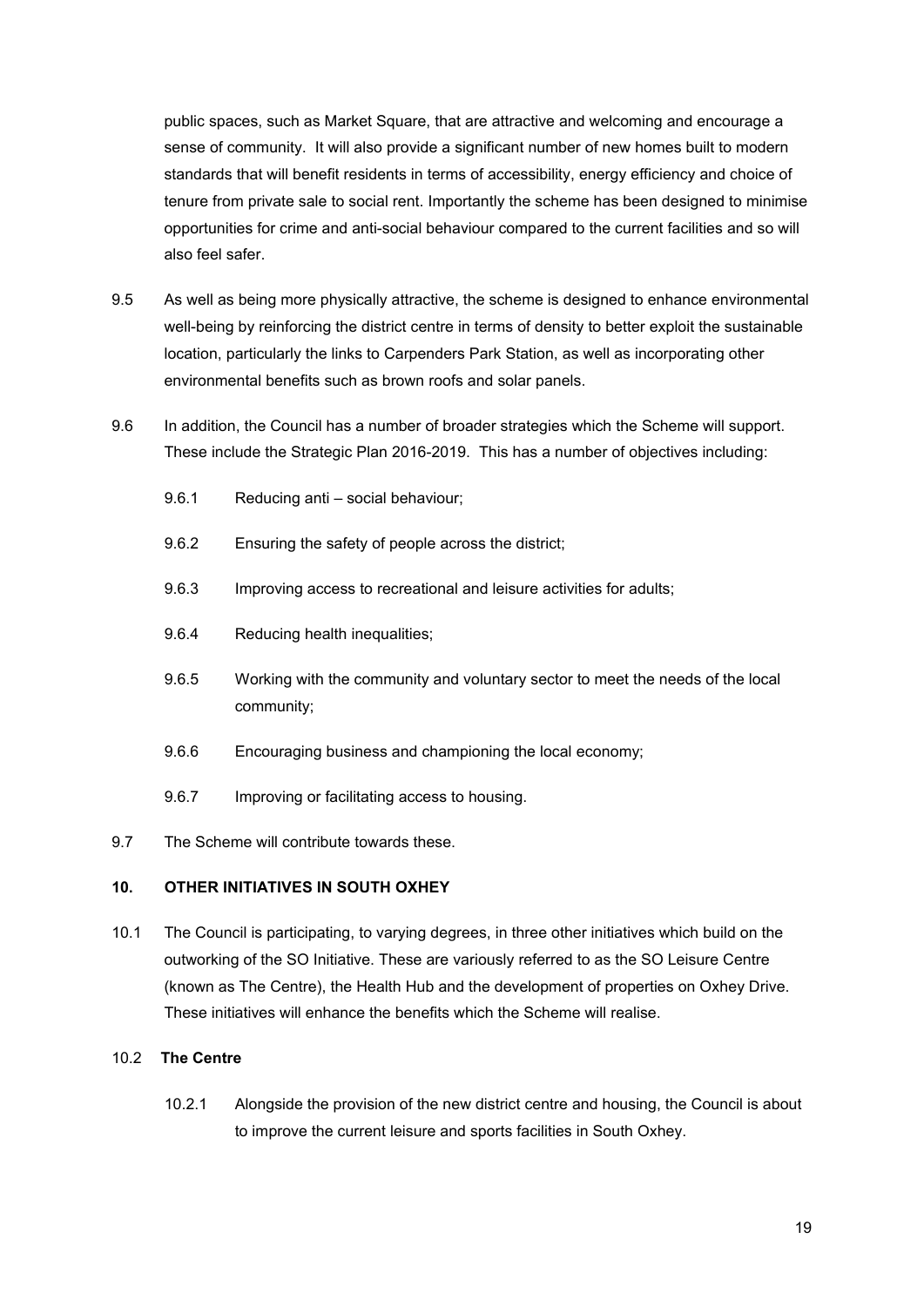public spaces, such as Market Square, that are attractive and welcoming and encourage a sense of community. It will also provide a significant number of new homes built to modern standards that will benefit residents in terms of accessibility, energy efficiency and choice of tenure from private sale to social rent. Importantly the scheme has been designed to minimise opportunities for crime and anti-social behaviour compared to the current facilities and so will also feel safer.

9.5 As well as being more physically attractive, the scheme is designed to enhance environmental well-being by reinforcing the district centre in terms of density to better exploit the sustainable location, particularly the links to Carpenders Park Station, as well as incorporating other environmental benefits such as brown roofs and solar panels.

9.6 In addition, the Council has a number of broader strategies which the Scheme will support. These include the Strategic Plan 2016-2019. This has a number of objectives including:

9.6.1 Reducing anti – social behaviour;

9.6.2 Ensuring the safety of people across the district;

9.6.3 Improving access to recreational and leisure activities for adults;

9.6.4 Reducing health inequalities;

9.6.5 Working with the community and voluntary sector to meet the needs of the local community;

9.6.6 Encouraging business and championing the local economy;

9.6.7 Improving or facilitating access to housing.

9.7 The Scheme will contribute towards these.

## 10. OTHER INITIATIVES IN SOUTH OXHEY

10.1 The Council is participating, to varying degrees, in three other initiatives which build on the outworking of the SO Initiative. These are variously referred to as the SO Leisure Centre (known as The Centre), the Health Hub and the development of properties on Oxhey Drive. These initiatives will enhance the benefits which the Scheme will realise.

### 10.2 The Centre

10.2.1 Alongside the provision of the new district centre and housing, the Council is about to improve the current leisure and sports facilities in South Oxhey.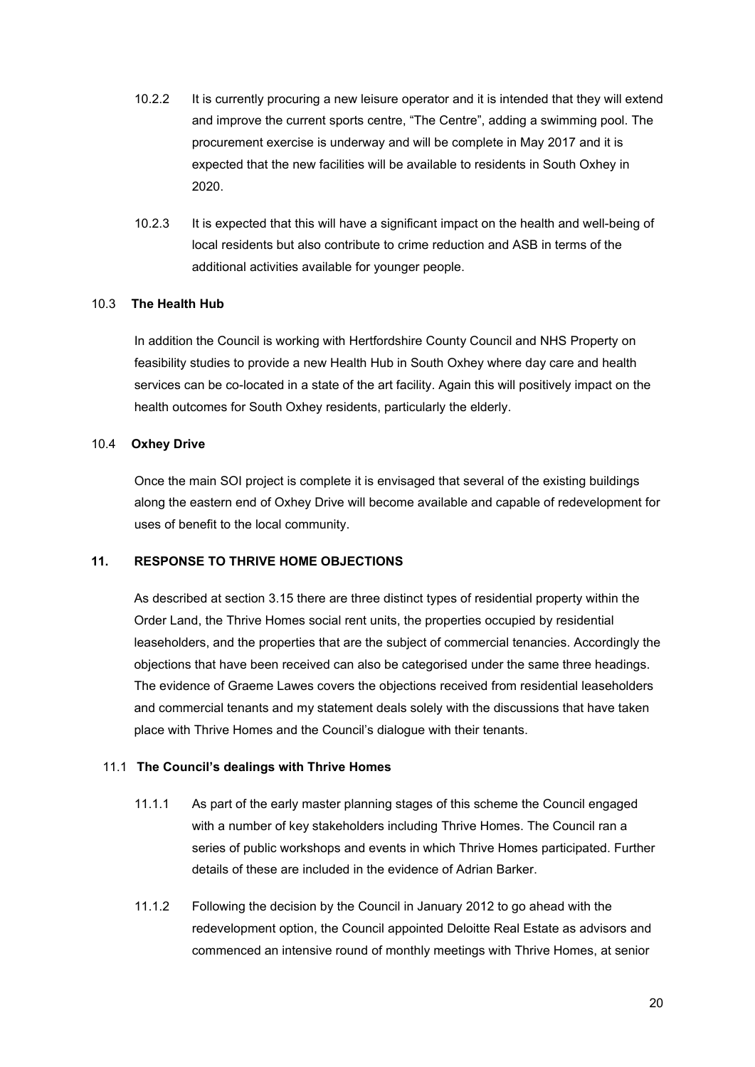10.2.2 It is currently procuring a new leisure operator and it is intended that they will extend and improve the current sports centre, "The Centre", adding a swimming pool. The procurement exercise is underway and will be complete in May 2017 and it is expected that the new facilities will be available to residents in South Oxhey in 2020.

10.2.3 It is expected that this will have a significant impact on the health and well-being of local residents but also contribute to crime reduction and ASB in terms of the additional activities available for younger people.

### 10.3 The Health Hub

In addition the Council is working with Hertfordshire County Council and NHS Property on feasibility studies to provide a new Health Hub in South Oxhey where day care and health services can be co-located in a state of the art facility. Again this will positively impact on the health outcomes for South Oxhey residents, particularly the elderly.

### 10.4 Oxhey Drive

Once the main SOI project is complete it is envisaged that several of the existing buildings along the eastern end of Oxhey Drive will become available and capable of redevelopment for uses of benefit to the local community.

## 11. RESPONSE TO THRIVE HOME OBJECTIONS

As described at section 3.15 there are three distinct types of residential property within the Order Land, the Thrive Homes social rent units, the properties occupied by residential leaseholders, and the properties that are the subject of commercial tenancies. Accordingly the objections that have been received can also be categorised under the same three headings. The evidence of Graeme Lawes covers the objections received from residential leaseholders and commercial tenants and my statement deals solely with the discussions that have taken place with Thrive Homes and the Council's dialogue with their tenants.

### 11.1 The Council's dealings with Thrive Homes

11.1.1 As part of the early master planning stages of this scheme the Council engaged with a number of key stakeholders including Thrive Homes. The Council ran a series of public workshops and events in which Thrive Homes participated. Further details of these are included in the evidence of Adrian Barker.

11.1.2 Following the decision by the Council in January 2012 to go ahead with the redevelopment option, the Council appointed Deloitte Real Estate as advisors and commenced an intensive round of monthly meetings with Thrive Homes, at senior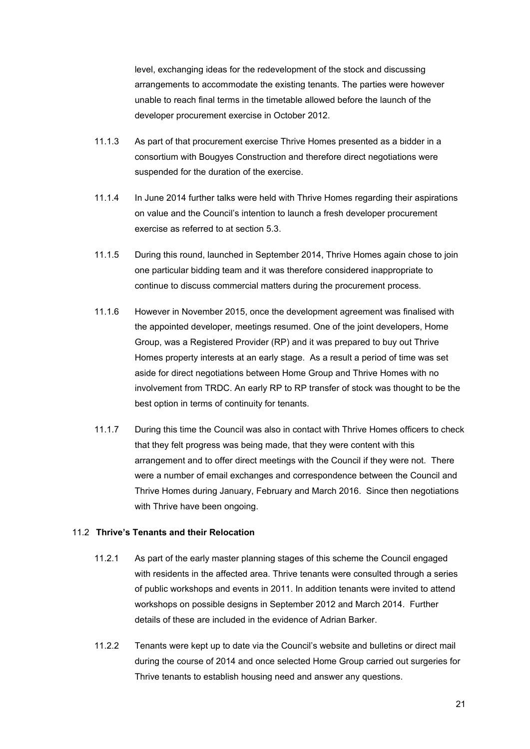level, exchanging ideas for the redevelopment of the stock and discussing arrangements to accommodate the existing tenants. The parties were however unable to reach final terms in the timetable allowed before the launch of the developer procurement exercise in October 2012.

11.1.3 As part of that procurement exercise Thrive Homes presented as a bidder in a consortium with Bougyes Construction and therefore direct negotiations were suspended for the duration of the exercise.

11.1.4 In June 2014 further talks were held with Thrive Homes regarding their aspirations on value and the Council's intention to launch a fresh developer procurement exercise as referred to at section 5.3.

11.1.5 During this round, launched in September 2014, Thrive Homes again chose to join one particular bidding team and it was therefore considered inappropriate to continue to discuss commercial matters during the procurement process.

11.1.6 However in November 2015, once the development agreement was finalised with the appointed developer, meetings resumed. One of the joint developers, Home Group, was a Registered Provider (RP) and it was prepared to buy out Thrive Homes property interests at an early stage. As a result a period of time was set aside for direct negotiations between Home Group and Thrive Homes with no involvement from TRDC. An early RP to RP transfer of stock was thought to be the best option in terms of continuity for tenants.

11.1.7 During this time the Council was also in contact with Thrive Homes officers to check that they felt progress was being made, that they were content with this arrangement and to offer direct meetings with the Council if they were not. There were a number of email exchanges and correspondence between the Council and Thrive Homes during January, February and March 2016. Since then negotiations with Thrive have been ongoing.

### 11.2 Thrive's Tenants and their Relocation

11.2.1 As part of the early master planning stages of this scheme the Council engaged with residents in the affected area. Thrive tenants were consulted through a series of public workshops and events in 2011. In addition tenants were invited to attend workshops on possible designs in September 2012 and March 2014. Further details of these are included in the evidence of Adrian Barker.

11.2.2 Tenants were kept up to date via the Council's website and bulletins or direct mail during the course of 2014 and once selected Home Group carried out surgeries for Thrive tenants to establish housing need and answer any questions.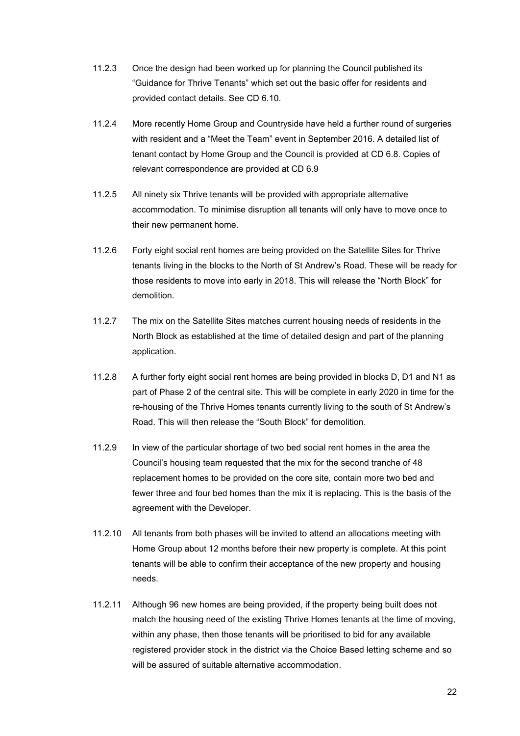11.2.3 Once the design had been worked up for planning the Council published its "Guidance for Thrive Tenants" which set out the basic offer for residents and provided contact details. See CD 6.10.

11.2.4 More recently Home Group and Countryside have held a further round of surgeries with resident and a "Meet the Team" event in September 2016. A detailed list of tenant contact by Home Group and the Council is provided at CD 6.8. Copies of relevant correspondence are provided at CD 6.9

11.2.5 All ninety six Thrive tenants will be provided with appropriate alternative accommodation. To minimise disruption all tenants will only have to move once to their new permanent home.

11.2.6 Forty eight social rent homes are being provided on the Satellite Sites for Thrive tenants living in the blocks to the North of St Andrew's Road. These will be ready for those residents to move into early in 2018. This will release the "North Block" for demolition.

11.2.7 The mix on the Satellite Sites matches current housing needs of residents in the North Block as established at the time of detailed design and part of the planning application.

11.2.8 A further forty eight social rent homes are being provided in blocks D, D1 and N1 as part of Phase 2 of the central site. This will be complete in early 2020 in time for the re-housing of the Thrive Homes tenants currently living to the south of St Andrew's Road. This will then release the "South Block" for demolition.

11.2.9 In view of the particular shortage of two bed social rent homes in the area the Council's housing team requested that the mix for the second tranche of 48 replacement homes to be provided on the core site, contain more two bed and fewer three and four bed homes than the mix it is replacing. This is the basis of the agreement with the Developer.

11.2.10 All tenants from both phases will be invited to attend an allocations meeting with Home Group about 12 months before their new property is complete. At this point tenants will be able to confirm their acceptance of the new property and housing needs.

11.2.11 Although 96 new homes are being provided, if the property being built does not match the housing need of the existing Thrive Homes tenants at the time of moving, within any phase, then those tenants will be prioritised to bid for any available registered provider stock in the district via the Choice Based letting scheme and so will be assured of suitable alternative accommodation.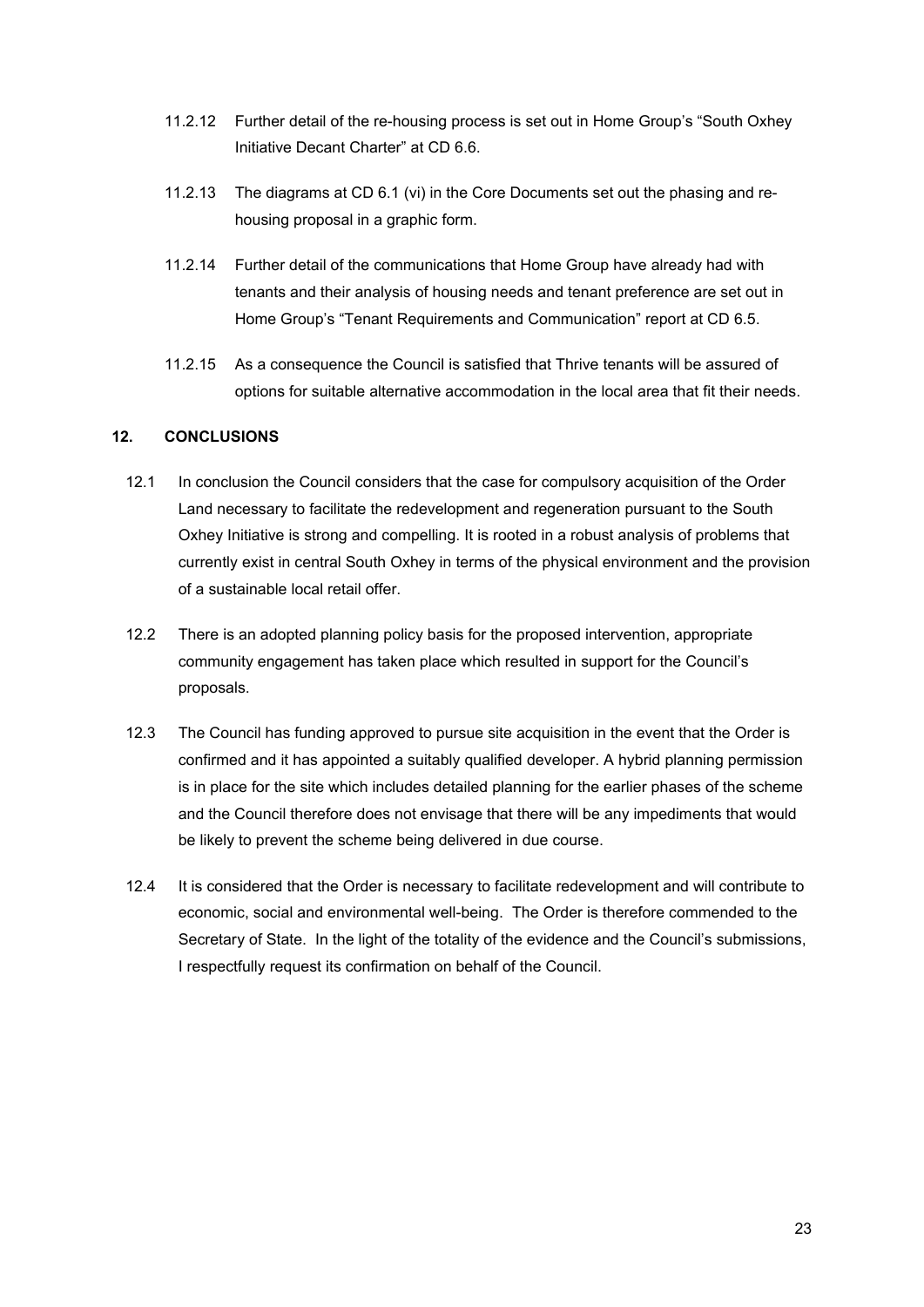11.2.12 Further detail of the re-housing process is set out in Home Group's "South Oxhey Initiative Decant Charter" at CD 6.6.

11.2.13 The diagrams at CD 6.1 (vi) in the Core Documents set out the phasing and re-housing proposal in a graphic form.

11.2.14 Further detail of the communications that Home Group have already had with tenants and their analysis of housing needs and tenant preference are set out in Home Group's "Tenant Requirements and Communication" report at CD 6.5.

11.2.15 As a consequence the Council is satisfied that Thrive tenants will be assured of options for suitable alternative accommodation in the local area that fit their needs.

## 12. CONCLUSIONS

12.1 In conclusion the Council considers that the case for compulsory acquisition of the Order Land necessary to facilitate the redevelopment and regeneration pursuant to the South Oxhey Initiative is strong and compelling. It is rooted in a robust analysis of problems that currently exist in central South Oxhey in terms of the physical environment and the provision of a sustainable local retail offer.

12.2 There is an adopted planning policy basis for the proposed intervention, appropriate community engagement has taken place which resulted in support for the Council's proposals.

12.3 The Council has funding approved to pursue site acquisition in the event that the Order is confirmed and it has appointed a suitably qualified developer. A hybrid planning permission is in place for the site which includes detailed planning for the earlier phases of the scheme and the Council therefore does not envisage that there will be any impediments that would be likely to prevent the scheme being delivered in due course.

12.4 It is considered that the Order is necessary to facilitate redevelopment and will contribute to economic, social and environmental well-being. The Order is therefore commended to the Secretary of State. In the light of the totality of the evidence and the Council's submissions, I respectfully request its confirmation on behalf of the Council.